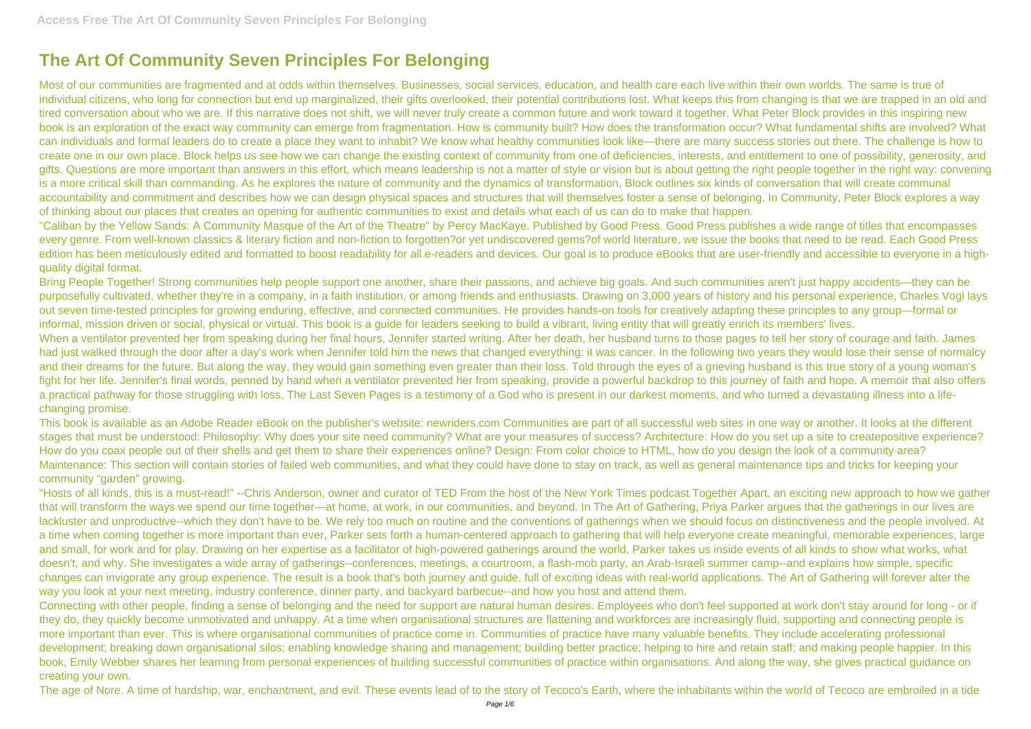# The Art Of Community Seven Principles For Belonging

Most of our communities are fragmented and at odds within themselves. Businesses, social services, education, and health care each live within their own worlds. The same is true of individual citizens, who long for connection but end up marginalized, their gifts overlooked, their potential contributions lost. What keeps this from changing is that we are trapped in an old and tired conversation about who we are. If this narrative does not shift, we will never truly create a common future and work toward it together. What Peter Block provides in this inspiring new book is an exploration of the exact way community can emerge from fragmentation. How is community built? How does the transformation occur? What fundamental shifts are involved? What can individuals and formal leaders do to create a place they want to inhabit? We know what healthy communities look like—there are many success stories out there. The challenge is how to create one in our own place. Block helps us see how we can change the existing context of community from one of deficiencies, interests, and entitlement to one of possibility, generosity, and gifts. Questions are more important than answers in this effort, which means leadership is not a matter of style or vision but is about getting the right people together in the right way: convening is a more critical skill than commanding. As he explores the nature of community and the dynamics of transformation, Block outlines six kinds of conversation that will create communal accountability and commitment and describes how we can design physical spaces and structures that will themselves foster a sense of belonging. In Community, Peter Block explores a way of thinking about our places that creates an opening for authentic communities to exist and details what each of us can do to make that happen.

"Caliban by the Yellow Sands: A Community Masque of the Art of the Theatre" by Percy MacKaye. Published by Good Press. Good Press publishes a wide range of titles that encompasses every genre. From well-known classics & literary fiction and non-fiction to forgotten?or yet undiscovered gems?of world literature, we issue the books that need to be read. Each Good Press edition has been meticulously edited and formatted to boost readability for all e-readers and devices. Our goal is to produce eBooks that are user-friendly and accessible to everyone in a high-quality digital format.

Bring People Together! Strong communities help people support one another, share their passions, and achieve big goals. And such communities aren't just happy accidents—they can be purposefully cultivated, whether they're in a company, in a faith institution, or among friends and enthusiasts. Drawing on 3,000 years of history and his personal experience, Charles Vogl lays out seven time-tested principles for growing enduring, effective, and connected communities. He provides hands-on tools for creatively adapting these principles to any group—formal or informal, mission driven or social, physical or virtual. This book is a guide for leaders seeking to build a vibrant, living entity that will greatly enrich its members' lives.

When a ventilator prevented her from speaking during her final hours, Jennifer started writing. After her death, her husband turns to those pages to tell her story of courage and faith. James had just walked through the door after a day's work when Jennifer told him the news that changed everything: it was cancer. In the following two years they would lose their sense of normalcy and their dreams for the future. But along the way, they would gain something even greater than their loss. Told through the eyes of a grieving husband is this true story of a young woman's fight for her life. Jennifer's final words, penned by hand when a ventilator prevented her from speaking, provide a powerful backdrop to this journey of faith and hope. A memoir that also offers a practical pathway for those struggling with loss, The Last Seven Pages is a testimony of a God who is present in our darkest moments, and who turned a devastating illness into a life-changing promise.

This book is available as an Adobe Reader eBook on the publisher's website: newriders.com Communities are part of all successful web sites in one way or another. It looks at the different stages that must be understood: Philosophy: Why does your site need community? What are your measures of success? Architecture: How do you set up a site to createpositive experience? How do you coax people out of their shells and get them to share their experiences online? Design: From color choice to HTML, how do you design the look of a community area? Maintenance: This section will contain stories of failed web communities, and what they could have done to stay on track, as well as general maintenance tips and tricks for keeping your community "garden" growing.

"Hosts of all kinds, this is a must-read!" --Chris Anderson, owner and curator of TED From the host of the New York Times podcast Together Apart, an exciting new approach to how we gather that will transform the ways we spend our time together—at home, at work, in our communities, and beyond. In The Art of Gathering, Priya Parker argues that the gatherings in our lives are lackluster and unproductive--which they don't have to be. We rely too much on routine and the conventions of gatherings when we should focus on distinctiveness and the people involved. At a time when coming together is more important than ever, Parker sets forth a human-centered approach to gathering that will help everyone create meaningful, memorable experiences, large and small, for work and for play. Drawing on her expertise as a facilitator of high-powered gatherings around the world, Parker takes us inside events of all kinds to show what works, what doesn't, and why. She investigates a wide array of gatherings--conferences, meetings, a courtroom, a flash-mob party, an Arab-Israeli summer camp--and explains how simple, specific changes can invigorate any group experience. The result is a book that's both journey and guide, full of exciting ideas with real-world applications. The Art of Gathering will forever alter the way you look at your next meeting, industry conference, dinner party, and backyard barbecue--and how you host and attend them.

Connecting with other people, finding a sense of belonging and the need for support are natural human desires. Employees who don't feel supported at work don't stay around for long - or if they do, they quickly become unmotivated and unhappy. At a time when organisational structures are flattening and workforces are increasingly fluid, supporting and connecting people is more important than ever. This is where organisational communities of practice come in. Communities of practice have many valuable benefits. They include accelerating professional development; breaking down organisational silos; enabling knowledge sharing and management; building better practice; helping to hire and retain staff; and making people happier. In this book, Emily Webber shares her learning from personal experiences of building successful communities of practice within organisations. And along the way, she gives practical guidance on creating your own.

The age of Nore. A time of hardship, war, enchantment, and evil. These events lead of to the story of Tecoco's Earth, where the inhabitants within the world of Tecoco are embroiled in a tide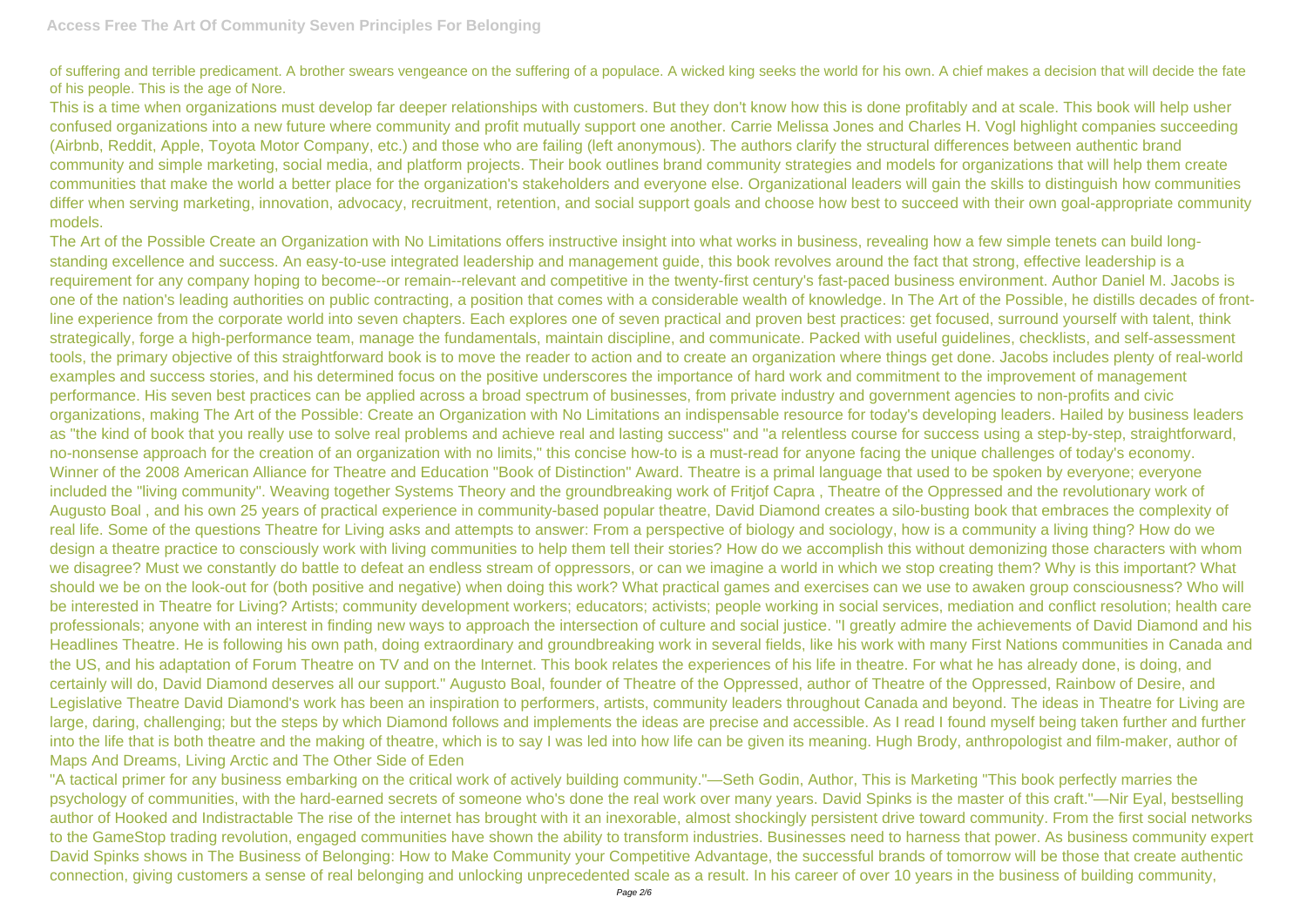of suffering and terrible predicament. A brother swears vengeance on the suffering of a populace. A wicked king seeks the world for his own. A chief makes a decision that will decide the fate of his people. This is the age of Nore.

This is a time when organizations must develop far deeper relationships with customers. But they don't know how this is done profitably and at scale. This book will help usher confused organizations into a new future where community and profit mutually support one another. Carrie Melissa Jones and Charles H. Vogl highlight companies succeeding (Airbnb, Reddit, Apple, Toyota Motor Company, etc.) and those who are failing (left anonymous). The authors clarify the structural differences between authentic brand community and simple marketing, social media, and platform projects. Their book outlines brand community strategies and models for organizations that will help them create communities that make the world a better place for the organization's stakeholders and everyone else. Organizational leaders will gain the skills to distinguish how communities differ when serving marketing, innovation, advocacy, recruitment, retention, and social support goals and choose how best to succeed with their own goal-appropriate community models.

The Art of the Possible Create an Organization with No Limitations offers instructive insight into what works in business, revealing how a few simple tenets can build long-standing excellence and success. An easy-to-use integrated leadership and management guide, this book revolves around the fact that strong, effective leadership is a requirement for any company hoping to become--or remain--relevant and competitive in the twenty-first century's fast-paced business environment. Author Daniel M. Jacobs is one of the nation's leading authorities on public contracting, a position that comes with a considerable wealth of knowledge. In The Art of the Possible, he distills decades of front-line experience from the corporate world into seven chapters. Each explores one of seven practical and proven best practices: get focused, surround yourself with talent, think strategically, forge a high-performance team, manage the fundamentals, maintain discipline, and communicate. Packed with useful guidelines, checklists, and self-assessment tools, the primary objective of this straightforward book is to move the reader to action and to create an organization where things get done. Jacobs includes plenty of real-world examples and success stories, and his determined focus on the positive underscores the importance of hard work and commitment to the improvement of management performance. His seven best practices can be applied across a broad spectrum of businesses, from private industry and government agencies to non-profits and civic organizations, making The Art of the Possible: Create an Organization with No Limitations an indispensable resource for today's developing leaders. Hailed by business leaders as "the kind of book that you really use to solve real problems and achieve real and lasting success" and "a relentless course for success using a step-by-step, straightforward, no-nonsense approach for the creation of an organization with no limits," this concise how-to is a must-read for anyone facing the unique challenges of today's economy.

Winner of the 2008 American Alliance for Theatre and Education "Book of Distinction" Award. Theatre is a primal language that used to be spoken by everyone; everyone included the "living community". Weaving together Systems Theory and the groundbreaking work of Fritjof Capra , Theatre of the Oppressed and the revolutionary work of Augusto Boal , and his own 25 years of practical experience in community-based popular theatre, David Diamond creates a silo-busting book that embraces the complexity of real life. Some of the questions Theatre for Living asks and attempts to answer: From a perspective of biology and sociology, how is a community a living thing? How do we design a theatre practice to consciously work with living communities to help them tell their stories? How do we accomplish this without demonizing those characters with whom we disagree? Must we constantly do battle to defeat an endless stream of oppressors, or can we imagine a world in which we stop creating them? Why is this important? What should we be on the look-out for (both positive and negative) when doing this work? What practical games and exercises can we use to awaken group consciousness? Who will be interested in Theatre for Living? Artists; community development workers; educators; activists; people working in social services, mediation and conflict resolution; health care professionals; anyone with an interest in finding new ways to approach the intersection of culture and social justice. "I greatly admire the achievements of David Diamond and his Headlines Theatre. He is following his own path, doing extraordinary and groundbreaking work in several fields, like his work with many First Nations communities in Canada and the US, and his adaptation of Forum Theatre on TV and on the Internet. This book relates the experiences of his life in theatre. For what he has already done, is doing, and certainly will do, David Diamond deserves all our support." Augusto Boal, founder of Theatre of the Oppressed, author of Theatre of the Oppressed, Rainbow of Desire, and Legislative Theatre David Diamond's work has been an inspiration to performers, artists, community leaders throughout Canada and beyond. The ideas in Theatre for Living are large, daring, challenging; but the steps by which Diamond follows and implements the ideas are precise and accessible. As I read I found myself being taken further and further into the life that is both theatre and the making of theatre, which is to say I was led into how life can be given its meaning. Hugh Brody, anthropologist and film-maker, author of Maps And Dreams, Living Arctic and The Other Side of Eden

"A tactical primer for any business embarking on the critical work of actively building community."—Seth Godin, Author, This is Marketing "This book perfectly marries the psychology of communities, with the hard-earned secrets of someone who's done the real work over many years. David Spinks is the master of this craft."—Nir Eyal, bestselling author of Hooked and Indistractable The rise of the internet has brought with it an inexorable, almost shockingly persistent drive toward community. From the first social networks to the GameStop trading revolution, engaged communities have shown the ability to transform industries. Businesses need to harness that power. As business community expert David Spinks shows in The Business of Belonging: How to Make Community your Competitive Advantage, the successful brands of tomorrow will be those that create authentic connection, giving customers a sense of real belonging and unlocking unprecedented scale as a result. In his career of over 10 years in the business of building community,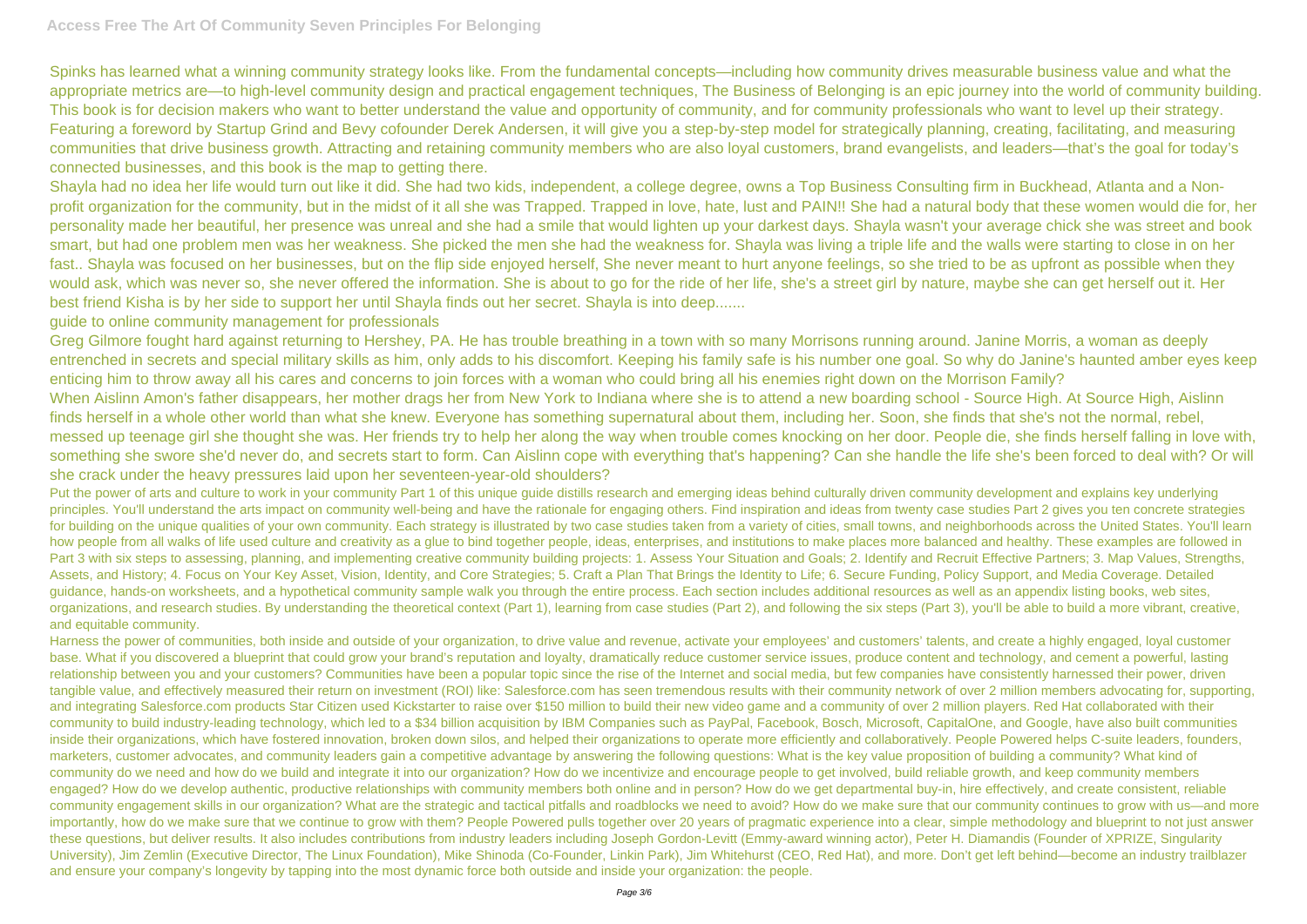Spinks has learned what a winning community strategy looks like. From the fundamental concepts—including how community drives measurable business value and what the appropriate metrics are—to high-level community design and practical engagement techniques, The Business of Belonging is an epic journey into the world of community building. This book is for decision makers who want to better understand the value and opportunity of community, and for community professionals who want to level up their strategy. Featuring a foreword by Startup Grind and Bevy cofounder Derek Andersen, it will give you a step-by-step model for strategically planning, creating, facilitating, and measuring communities that drive business growth. Attracting and retaining community members who are also loyal customers, brand evangelists, and leaders—that's the goal for today's connected businesses, and this book is the map to getting there.

Shayla had no idea her life would turn out like it did. She had two kids, independent, a college degree, owns a Top Business Consulting firm in Buckhead, Atlanta and a Non-profit organization for the community, but in the midst of it all she was Trapped. Trapped in love, hate, lust and PAIN!! She had a natural body that these women would die for, her personality made her beautiful, her presence was unreal and she had a smile that would lighten up your darkest days. Shayla wasn't your average chick she was street and book smart, but had one problem men was her weakness. She picked the men she had the weakness for. Shayla was living a triple life and the walls were starting to close in on her fast.. Shayla was focused on her businesses, but on the flip side enjoyed herself, She never meant to hurt anyone feelings, so she tried to be as upfront as possible when they would ask, which was never so, she never offered the information. She is about to go for the ride of her life, she's a street girl by nature, maybe she can get herself out it. Her best friend Kisha is by her side to support her until Shayla finds out her secret. Shayla is into deep.......

guide to online community management for professionals

Greg Gilmore fought hard against returning to Hershey, PA. He has trouble breathing in a town with so many Morrisons running around. Janine Morris, a woman as deeply entrenched in secrets and special military skills as him, only adds to his discomfort. Keeping his family safe is his number one goal. So why do Janine's haunted amber eyes keep enticing him to throw away all his cares and concerns to join forces with a woman who could bring all his enemies right down on the Morrison Family?

When Aislinn Amon's father disappears, her mother drags her from New York to Indiana where she is to attend a new boarding school - Source High. At Source High, Aislinn finds herself in a whole other world than what she knew. Everyone has something supernatural about them, including her. Soon, she finds that she's not the normal, rebel, messed up teenage girl she thought she was. Her friends try to help her along the way when trouble comes knocking on her door. People die, she finds herself falling in love with, something she swore she'd never do, and secrets start to form. Can Aislinn cope with everything that's happening? Can she handle the life she's been forced to deal with? Or will she crack under the heavy pressures laid upon her seventeen-year-old shoulders?

Put the power of arts and culture to work in your community Part 1 of this unique guide distills research and emerging ideas behind culturally driven community development and explains key underlying principles. You'll understand the arts impact on community well-being and have the rationale for engaging others. Find inspiration and ideas from twenty case studies Part 2 gives you ten concrete strategies for building on the unique qualities of your own community. Each strategy is illustrated by two case studies taken from a variety of cities, small towns, and neighborhoods across the United States. You'll learn how people from all walks of life used culture and creativity as a glue to bind together people, ideas, enterprises, and institutions to make places more balanced and healthy. These examples are followed in Part 3 with six steps to assessing, planning, and implementing creative community building projects: 1. Assess Your Situation and Goals; 2. Identify and Recruit Effective Partners; 3. Map Values, Strengths, Assets, and History; 4. Focus on Your Key Asset, Vision, Identity, and Core Strategies; 5. Craft a Plan That Brings the Identity to Life; 6. Secure Funding, Policy Support, and Media Coverage. Detailed guidance, hands-on worksheets, and a hypothetical community sample walk you through the entire process. Each section includes additional resources as well as an appendix listing books, web sites, organizations, and research studies. By understanding the theoretical context (Part 1), learning from case studies (Part 2), and following the six steps (Part 3), you'll be able to build a more vibrant, creative, and equitable community.

Harness the power of communities, both inside and outside of your organization, to drive value and revenue, activate your employees' and customers' talents, and create a highly engaged, loyal customer base. What if you discovered a blueprint that could grow your brand's reputation and loyalty, dramatically reduce customer service issues, produce content and technology, and cement a powerful, lasting relationship between you and your customers? Communities have been a popular topic since the rise of the Internet and social media, but few companies have consistently harnessed their power, driven tangible value, and effectively measured their return on investment (ROI) like: Salesforce.com has seen tremendous results with their community network of over 2 million members advocating for, supporting, and integrating Salesforce.com products Star Citizen used Kickstarter to raise over $150 million to build their new video game and a community of over 2 million players. Red Hat collaborated with their community to build industry-leading technology, which led to a $34 billion acquisition by IBM Companies such as PayPal, Facebook, Bosch, Microsoft, CapitalOne, and Google, have also built communities inside their organizations, which have fostered innovation, broken down silos, and helped their organizations to operate more efficiently and collaboratively. People Powered helps C-suite leaders, founders, marketers, customer advocates, and community leaders gain a competitive advantage by answering the following questions: What is the key value proposition of building a community? What kind of community do we need and how do we build and integrate it into our organization? How do we incentivize and encourage people to get involved, build reliable growth, and keep community members engaged? How do we develop authentic, productive relationships with community members both online and in person? How do we get departmental buy-in, hire effectively, and create consistent, reliable community engagement skills in our organization? What are the strategic and tactical pitfalls and roadblocks we need to avoid? How do we make sure that our community continues to grow with us—and more importantly, how do we make sure that we continue to grow with them? People Powered pulls together over 20 years of pragmatic experience into a clear, simple methodology and blueprint to not just answer these questions, but deliver results. It also includes contributions from industry leaders including Joseph Gordon-Levitt (Emmy-award winning actor), Peter H. Diamandis (Founder of XPRIZE, Singularity University), Jim Zemlin (Executive Director, The Linux Foundation), Mike Shinoda (Co-Founder, Linkin Park), Jim Whitehurst (CEO, Red Hat), and more. Don't get left behind—become an industry trailblazer and ensure your company's longevity by tapping into the most dynamic force both outside and inside your organization: the people.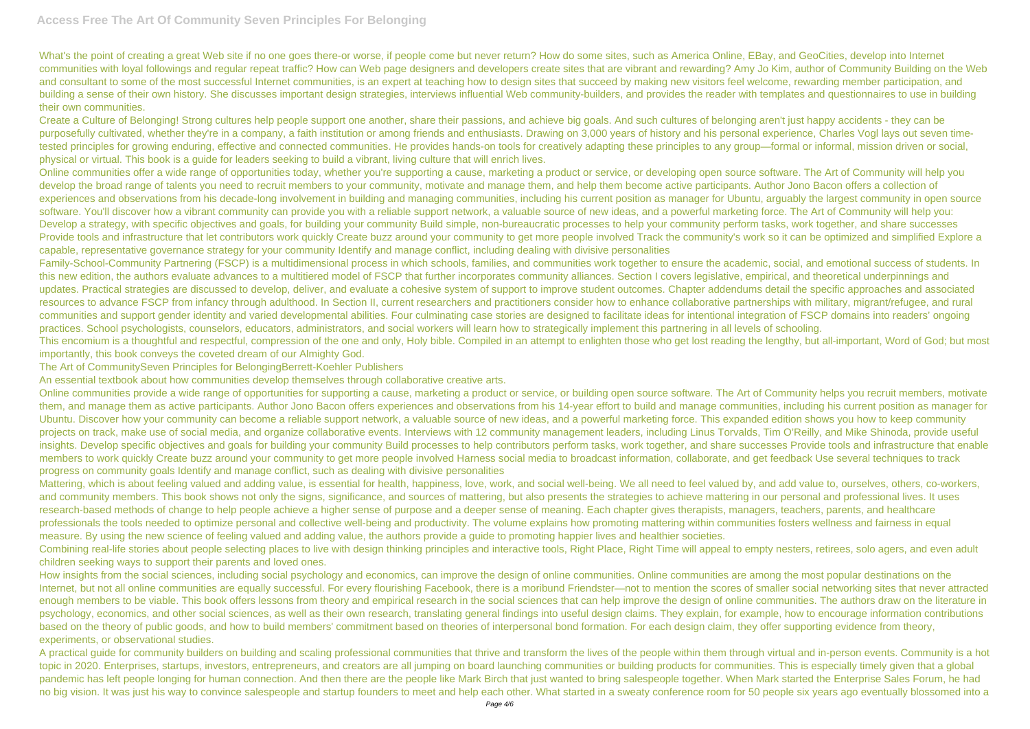What's the point of creating a great Web site if no one goes there-or worse, if people come but never return? How do some sites, such as America Online, EBay, and GeoCities, develop into Internet communities with loyal followings and regular repeat traffic? How can Web page designers and developers create sites that are vibrant and rewarding? Amy Jo Kim, author of Community Building on the Web and consultant to some of the most successful Internet communities, is an expert at teaching how to design sites that succeed by making new visitors feel welcome, rewarding member participation, and building a sense of their own history. She discusses important design strategies, interviews influential Web community-builders, and provides the reader with templates and questionnaires to use in building their own communities.

Create a Culture of Belonging! Strong cultures help people support one another, share their passions, and achieve big goals. And such cultures of belonging aren't just happy accidents - they can be purposefully cultivated, whether they're in a company, a faith institution or among friends and enthusiasts. Drawing on 3,000 years of history and his personal experience, Charles Vogl lays out seven time-tested principles for growing enduring, effective and connected communities. He provides hands-on tools for creatively adapting these principles to any group—formal or informal, mission driven or social, physical or virtual. This book is a guide for leaders seeking to build a vibrant, living culture that will enrich lives.

Online communities offer a wide range of opportunities today, whether you're supporting a cause, marketing a product or service, or developing open source software. The Art of Community will help you develop the broad range of talents you need to recruit members to your community, motivate and manage them, and help them become active participants. Author Jono Bacon offers a collection of experiences and observations from his decade-long involvement in building and managing communities, including his current position as manager for Ubuntu, arguably the largest community in open source software. You'll discover how a vibrant community can provide you with a reliable support network, a valuable source of new ideas, and a powerful marketing force. The Art of Community will help you: Develop a strategy, with specific objectives and goals, for building your community Build simple, non-bureaucratic processes to help your community perform tasks, work together, and share successes Provide tools and infrastructure that let contributors work quickly Create buzz around your community to get more people involved Track the community's work so it can be optimized and simplified Explore a capable, representative governance strategy for your community Identify and manage conflict, including dealing with divisive personalities

Family-School-Community Partnering (FSCP) is a multidimensional process in which schools, families, and communities work together to ensure the academic, social, and emotional success of students. In this new edition, the authors evaluate advances to a multitiered model of FSCP that further incorporates community alliances. Section I covers legislative, empirical, and theoretical underpinnings and updates. Practical strategies are discussed to develop, deliver, and evaluate a cohesive system of support to improve student outcomes. Chapter addendums detail the specific approaches and associated resources to advance FSCP from infancy through adulthood. In Section II, current researchers and practitioners consider how to enhance collaborative partnerships with military, migrant/refugee, and rural communities and support gender identity and varied developmental abilities. Four culminating case stories are designed to facilitate ideas for intentional integration of FSCP domains into readers' ongoing practices. School psychologists, counselors, educators, administrators, and social workers will learn how to strategically implement this partnering in all levels of schooling.

This encomium is a thoughtful and respectful, compression of the one and only, Holy bible. Compiled in an attempt to enlighten those who get lost reading the lengthy, but all-important, Word of God; but most importantly, this book conveys the coveted dream of our Almighty God.

The Art of CommunitySeven Principles for BelongingBerrett-Koehler Publishers

An essential textbook about how communities develop themselves through collaborative creative arts.

Online communities provide a wide range of opportunities for supporting a cause, marketing a product or service, or building open source software. The Art of Community helps you recruit members, motivate them, and manage them as active participants. Author Jono Bacon offers experiences and observations from his 14-year effort to build and manage communities, including his current position as manager for Ubuntu. Discover how your community can become a reliable support network, a valuable source of new ideas, and a powerful marketing force. This expanded edition shows you how to keep community projects on track, make use of social media, and organize collaborative events. Interviews with 12 community management leaders, including Linus Torvalds, Tim O'Reilly, and Mike Shinoda, provide useful insights. Develop specific objectives and goals for building your community Build processes to help contributors perform tasks, work together, and share successes Provide tools and infrastructure that enable members to work quickly Create buzz around your community to get more people involved Harness social media to broadcast information, collaborate, and get feedback Use several techniques to track progress on community goals Identify and manage conflict, such as dealing with divisive personalities

Mattering, which is about feeling valued and adding value, is essential for health, happiness, love, work, and social well-being. We all need to feel valued by, and add value to, ourselves, others, co-workers, and community members. This book shows not only the signs, significance, and sources of mattering, but also presents the strategies to achieve mattering in our personal and professional lives. It uses research-based methods of change to help people achieve a higher sense of purpose and a deeper sense of meaning. Each chapter gives therapists, managers, teachers, parents, and healthcare professionals the tools needed to optimize personal and collective well-being and productivity. The volume explains how promoting mattering within communities fosters wellness and fairness in equal measure. By using the new science of feeling valued and adding value, the authors provide a guide to promoting happier lives and healthier societies.

Combining real-life stories about people selecting places to live with design thinking principles and interactive tools, Right Place, Right Time will appeal to empty nesters, retirees, solo agers, and even adult children seeking ways to support their parents and loved ones.

How insights from the social sciences, including social psychology and economics, can improve the design of online communities. Online communities are among the most popular destinations on the Internet, but not all online communities are equally successful. For every flourishing Facebook, there is a moribund Friendster—not to mention the scores of smaller social networking sites that never attracted enough members to be viable. This book offers lessons from theory and empirical research in the social sciences that can help improve the design of online communities. The authors draw on the literature in psychology, economics, and other social sciences, as well as their own research, translating general findings into useful design claims. They explain, for example, how to encourage information contributions based on the theory of public goods, and how to build members' commitment based on theories of interpersonal bond formation. For each design claim, they offer supporting evidence from theory, experiments, or observational studies.

A practical guide for community builders on building and scaling professional communities that thrive and transform the lives of the people within them through virtual and in-person events. Community is a hot topic in 2020. Enterprises, startups, investors, entrepreneurs, and creators are all jumping on board launching communities or building products for communities. This is especially timely given that a global pandemic has left people longing for human connection. And then there are the people like Mark Birch that just wanted to bring salespeople together. When Mark started the Enterprise Sales Forum, he had no big vision. It was just his way to convince salespeople and startup founders to meet and help each other. What started in a sweaty conference room for 50 people six years ago eventually blossomed into a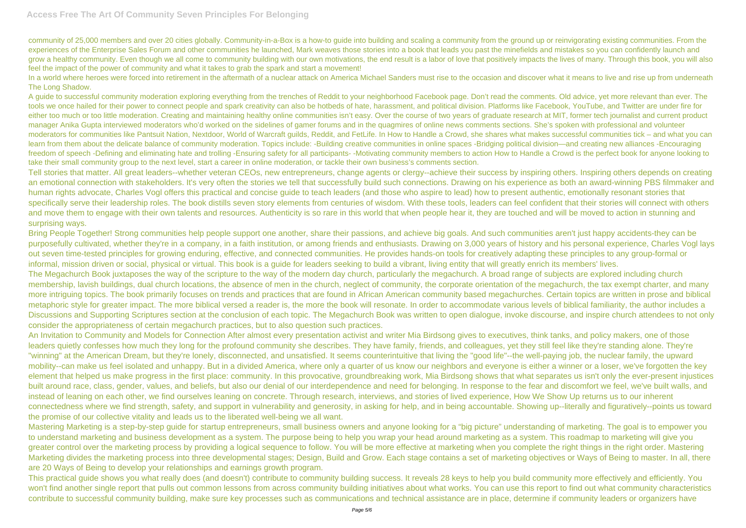community of 25,000 members and over 20 cities globally. Community-in-a-Box is a how-to guide into building and scaling a community from the ground up or reinvigorating existing communities. From the experiences of the Enterprise Sales Forum and other communities he launched, Mark weaves those stories into a book that leads you past the minefields and mistakes so you can confidently launch and grow a healthy community. Even though we all come to community building with our own motivations, the end result is a labor of love that positively impacts the lives of many. Through this book, you will also feel the impact of the power of community and what it takes to grab the spark and start a movement!

In a world where heroes were forced into retirement in the aftermath of a nuclear attack on America Michael Sanders must rise to the occasion and discover what it means to live and rise up from underneath The Long Shadow.

A guide to successful community moderation exploring everything from the trenches of Reddit to your neighborhood Facebook page. Don't read the comments. Old advice, yet more relevant than ever. The tools we once hailed for their power to connect people and spark creativity can also be hotbeds of hate, harassment, and political division. Platforms like Facebook, YouTube, and Twitter are under fire for either too much or too little moderation. Creating and maintaining healthy online communities isn't easy. Over the course of two years of graduate research at MIT, former tech journalist and current product manager Anika Gupta interviewed moderators who'd worked on the sidelines of gamer forums and in the quagmires of online news comments sections. She's spoken with professional and volunteer moderators for communities like Pantsuit Nation, Nextdoor, World of Warcraft guilds, Reddit, and FetLife. In How to Handle a Crowd, she shares what makes successful communities tick – and what you can learn from them about the delicate balance of community moderation. Topics include: -Building creative communities in online spaces -Bridging political division—and creating new alliances -Encouraging freedom of speech -Defining and eliminating hate and trolling -Ensuring safety for all participants- -Motivating community members to action How to Handle a Crowd is the perfect book for anyone looking to take their small community group to the next level, start a career in online moderation, or tackle their own business's comments section.

Tell stories that matter. All great leaders--whether veteran CEOs, new entrepreneurs, change agents or clergy--achieve their success by inspiring others. Inspiring others depends on creating an emotional connection with stakeholders. It's very often the stories we tell that successfully build such connections. Drawing on his experience as both an award-winning PBS filmmaker and human rights advocate, Charles Vogl offers this practical and concise guide to teach leaders (and those who aspire to lead) how to present authentic, emotionally resonant stories that specifically serve their leadership roles. The book distills seven story elements from centuries of wisdom. With these tools, leaders can feel confident that their stories will connect with others and move them to engage with their own talents and resources. Authenticity is so rare in this world that when people hear it, they are touched and will be moved to action in stunning and surprising ways.

Bring People Together! Strong communities help people support one another, share their passions, and achieve big goals. And such communities aren't just happy accidents-they can be purposefully cultivated, whether they're in a company, in a faith institution, or among friends and enthusiasts. Drawing on 3,000 years of history and his personal experience, Charles Vogl lays out seven time-tested principles for growing enduring, effective, and connected communities. He provides hands-on tools for creatively adapting these principles to any group-formal or informal, mission driven or social, physical or virtual. This book is a guide for leaders seeking to build a vibrant, living entity that will greatly enrich its members' lives.

The Megachurch Book juxtaposes the way of the scripture to the way of the modern day church, particularly the megachurch. A broad range of subjects are explored including church membership, lavish buildings, dual church locations, the absence of men in the church, neglect of community, the corporate orientation of the megachurch, the tax exempt charter, and many more intriguing topics. The book primarily focuses on trends and practices that are found in African American community based megachurches. Certain topics are written in prose and biblical metaphoric style for greater impact. The more biblical versed a reader is, the more the book will resonate. In order to accommodate various levels of biblical familiarity, the author includes a Discussions and Supporting Scriptures section at the conclusion of each topic. The Megachurch Book was written to open dialogue, invoke discourse, and inspire church attendees to not only consider the appropriateness of certain megachurch practices, but to also question such practices.

An Invitation to Community and Models for Connection After almost every presentation activist and writer Mia Birdsong gives to executives, think tanks, and policy makers, one of those leaders quietly confesses how much they long for the profound community she describes. They have family, friends, and colleagues, yet they still feel like they're standing alone. They're "winning" at the American Dream, but they're lonely, disconnected, and unsatisfied. It seems counterintuitive that living the "good life"--the well-paying job, the nuclear family, the upward mobility--can make us feel isolated and unhappy. But in a divided America, where only a quarter of us know our neighbors and everyone is either a winner or a loser, we've forgotten the key element that helped us make progress in the first place: community. In this provocative, groundbreaking work, Mia Birdsong shows that what separates us isn't only the ever-present injustices built around race, class, gender, values, and beliefs, but also our denial of our interdependence and need for belonging. In response to the fear and discomfort we feel, we've built walls, and instead of leaning on each other, we find ourselves leaning on concrete. Through research, interviews, and stories of lived experience, How We Show Up returns us to our inherent connectedness where we find strength, safety, and support in vulnerability and generosity, in asking for help, and in being accountable. Showing up--literally and figuratively--points us toward the promise of our collective vitality and leads us to the liberated well-being we all want.

Mastering Marketing is a step-by-step guide for startup entrepreneurs, small business owners and anyone looking for a "big picture" understanding of marketing. The goal is to empower you to understand marketing and business development as a system. The purpose being to help you wrap your head around marketing as a system. This roadmap to marketing will give you greater control over the marketing process by providing a logical sequence to follow. You will be more effective at marketing when you complete the right things in the right order. Mastering Marketing divides the marketing process into three developmental stages; Design, Build and Grow. Each stage contains a set of marketing objectives or Ways of Being to master. In all, there are 20 Ways of Being to develop your relationships and earnings growth program.

This practical guide shows you what really does (and doesn't) contribute to community building success. It reveals 28 keys to help you build community more effectively and efficiently. You won't find another single report that pulls out common lessons from across community building initiatives about what works. You can use this report to find out what community characteristics contribute to successful community building, make sure key processes such as communications and technical assistance are in place, determine if community leaders or organizers have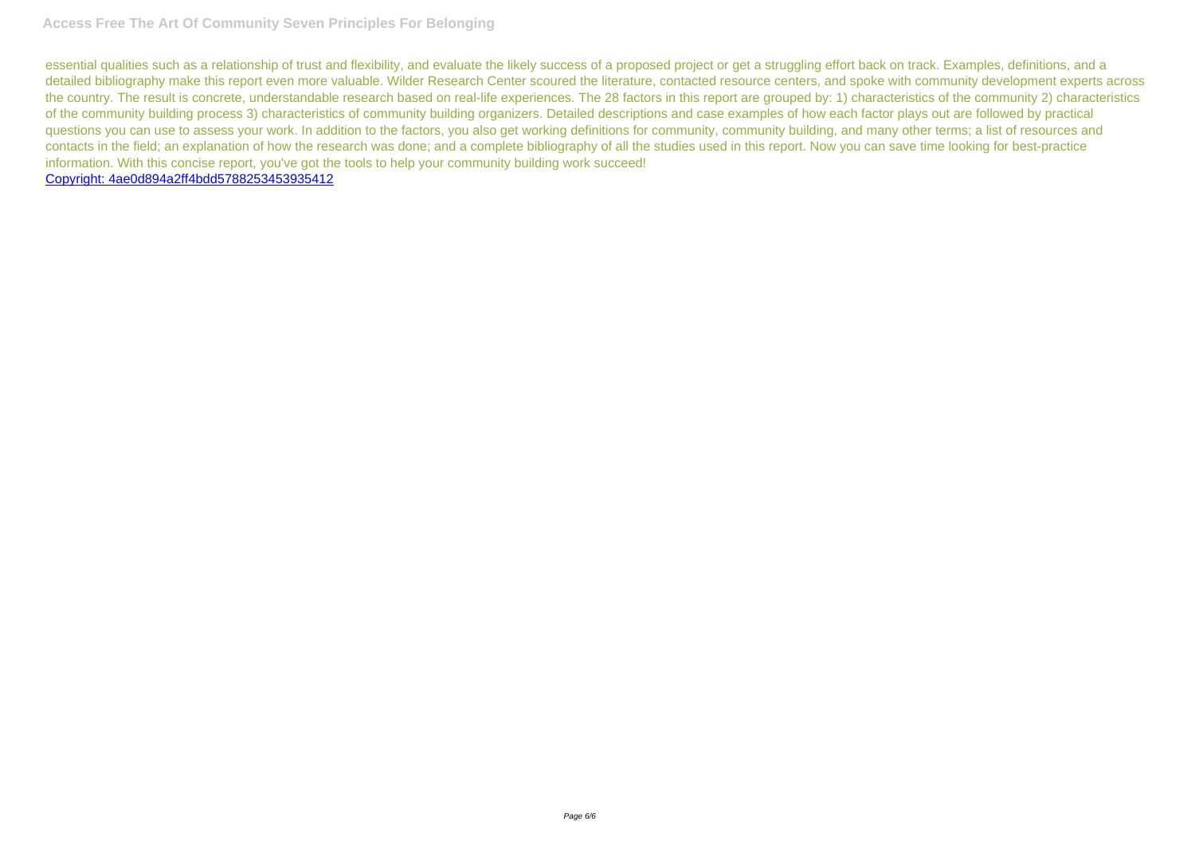essential qualities such as a relationship of trust and flexibility, and evaluate the likely success of a proposed project or get a struggling effort back on track. Examples, definitions, and a detailed bibliography make this report even more valuable. Wilder Research Center scoured the literature, contacted resource centers, and spoke with community development experts across the country. The result is concrete, understandable research based on real-life experiences. The 28 factors in this report are grouped by: 1) characteristics of the community 2) characteristics of the community building process 3) characteristics of community building organizers. Detailed descriptions and case examples of how each factor plays out are followed by practical questions you can use to assess your work. In addition to the factors, you also get working definitions for community, community building, and many other terms; a list of resources and contacts in the field; an explanation of how the research was done; and a complete bibliography of all the studies used in this report. Now you can save time looking for best-practice information. With this concise report, you've got the tools to help your community building work succeed!

Copyright: 4ae0d894a2ff4bdd5788253453935412